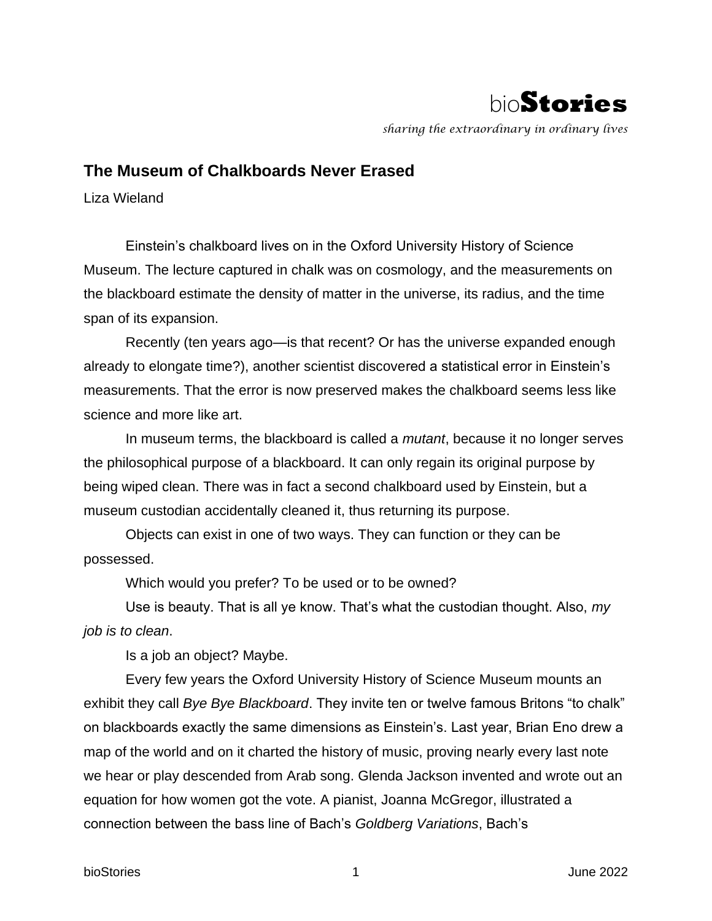bio**Stories**

*sharing the extraordinary in ordinary lives*

## The Museum of Chalkboards Never Erased

Liza Wieland

Einstein's chalkboard lives on in the Oxford University History of Science Museum. The lecture captured in chalk was on cosmology, and the measurements on the blackboard estimate the density of matter in the universe, its radius, and the time span of its expansion.

Recently (ten years ago—is that recent? Or has the universe expanded enough already to elongate time?), another scientist discovered a statistical error in Einstein's measurements. That the error is now preserved makes the chalkboard seems less like science and more like art.

In museum terms, the blackboard is called a *mutant*, because it no longer serves the philosophical purpose of a blackboard. It can only regain its original purpose by being wiped clean. There was in fact a second chalkboard used by Einstein, but a museum custodian accidentally cleaned it, thus returning its purpose.

Objects can exist in one of two ways. They can function or they can be possessed.

Which would you prefer? To be used or to be owned?

Use is beauty. That is all ye know. That's what the custodian thought. Also, *my job is to clean*.

Is a job an object? Maybe.

Every few years the Oxford University History of Science Museum mounts an exhibit they call *Bye Bye Blackboard*. They invite ten or twelve famous Britons "to chalk" on blackboards exactly the same dimensions as Einstein's. Last year, Brian Eno drew a map of the world and on it charted the history of music, proving nearly every last note we hear or play descended from Arab song. Glenda Jackson invented and wrote out an equation for how women got the vote. A pianist, Joanna McGregor, illustrated a connection between the bass line of Bach's *Goldberg Variations*, Bach's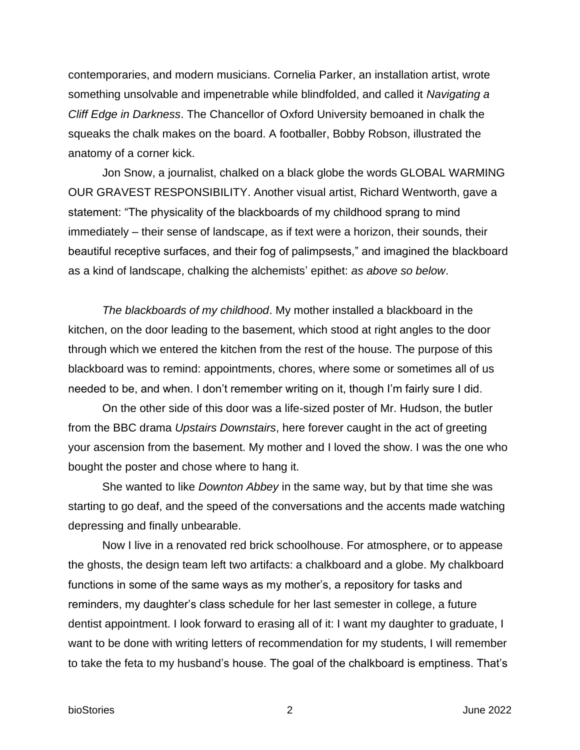contemporaries, and modern musicians. Cornelia Parker, an installation artist, wrote something unsolvable and impenetrable while blindfolded, and called it *Navigating a Cliff Edge in Darkness*. The Chancellor of Oxford University bemoaned in chalk the squeaks the chalk makes on the board. A footballer, Bobby Robson, illustrated the anatomy of a corner kick.

Jon Snow, a journalist, chalked on a black globe the words GLOBAL WARMING OUR GRAVEST RESPONSIBILITY. Another visual artist, Richard Wentworth, gave a statement: "The physicality of the blackboards of my childhood sprang to mind immediately – their sense of landscape, as if text were a horizon, their sounds, their beautiful receptive surfaces, and their fog of palimpsests," and imagined the blackboard as a kind of landscape, chalking the alchemists' epithet: *as above so below*.

*The blackboards of my childhood*. My mother installed a blackboard in the kitchen, on the door leading to the basement, which stood at right angles to the door through which we entered the kitchen from the rest of the house. The purpose of this blackboard was to remind: appointments, chores, where some or sometimes all of us needed to be, and when. I don't remember writing on it, though I'm fairly sure I did.

On the other side of this door was a life-sized poster of Mr. Hudson, the butler from the BBC drama *Upstairs Downstairs*, here forever caught in the act of greeting your ascension from the basement. My mother and I loved the show. I was the one who bought the poster and chose where to hang it.

She wanted to like *Downton Abbey* in the same way, but by that time she was starting to go deaf, and the speed of the conversations and the accents made watching depressing and finally unbearable.

Now I live in a renovated red brick schoolhouse. For atmosphere, or to appease the ghosts, the design team left two artifacts: a chalkboard and a globe. My chalkboard functions in some of the same ways as my mother's, a repository for tasks and reminders, my daughter's class schedule for her last semester in college, a future dentist appointment. I look forward to erasing all of it: I want my daughter to graduate, I want to be done with writing letters of recommendation for my students, I will remember to take the feta to my husband's house. The goal of the chalkboard is emptiness. That's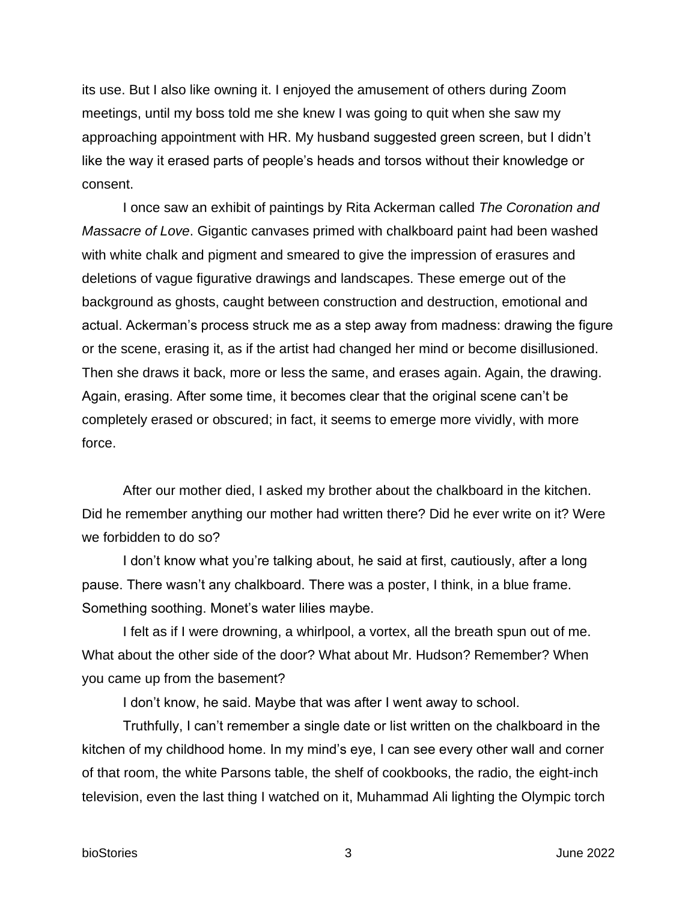its use. But I also like owning it. I enjoyed the amusement of others during Zoom meetings, until my boss told me she knew I was going to quit when she saw my approaching appointment with HR. My husband suggested green screen, but I didn't like the way it erased parts of people's heads and torsos without their knowledge or consent.

I once saw an exhibit of paintings by Rita Ackerman called *The Coronation and Massacre of Love*. Gigantic canvases primed with chalkboard paint had been washed with white chalk and pigment and smeared to give the impression of erasures and deletions of vague figurative drawings and landscapes. These emerge out of the background as ghosts, caught between construction and destruction, emotional and actual. Ackerman's process struck me as a step away from madness: drawing the figure or the scene, erasing it, as if the artist had changed her mind or become disillusioned. Then she draws it back, more or less the same, and erases again. Again, the drawing. Again, erasing. After some time, it becomes clear that the original scene can't be completely erased or obscured; in fact, it seems to emerge more vividly, with more force.

After our mother died, I asked my brother about the chalkboard in the kitchen. Did he remember anything our mother had written there? Did he ever write on it? Were we forbidden to do so?

I don't know what you're talking about, he said at first, cautiously, after a long pause. There wasn't any chalkboard. There was a poster, I think, in a blue frame. Something soothing. Monet's water lilies maybe.

I felt as if I were drowning, a whirlpool, a vortex, all the breath spun out of me. What about the other side of the door? What about Mr. Hudson? Remember? When you came up from the basement?

I don't know, he said. Maybe that was after I went away to school.

Truthfully, I can't remember a single date or list written on the chalkboard in the kitchen of my childhood home. In my mind's eye, I can see every other wall and corner of that room, the white Parsons table, the shelf of cookbooks, the radio, the eight-inch television, even the last thing I watched on it, Muhammad Ali lighting the Olympic torch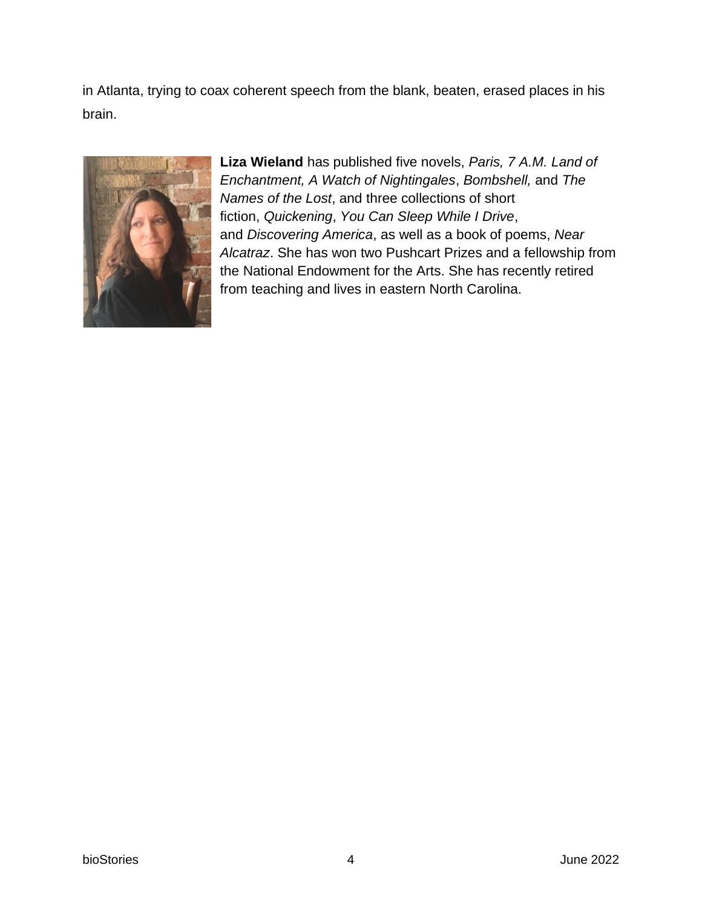in Atlanta, trying to coax coherent speech from the blank, beaten, erased places in his brain.

**Liza Wieland** has published five novels, *Paris, 7 A.M. Land of Enchantment, A Watch of Nightingales*, *Bombshell,* and *The Names of the Lost*, and three collections of short fiction, *Quickening*, *You Can Sleep While I Drive*, and *Discovering America*, as well as a book of poems, *Near Alcatraz*. She has won two Pushcart Prizes and a fellowship from the National Endowment for the Arts. She has recently retired from teaching and lives in eastern North Carolina.